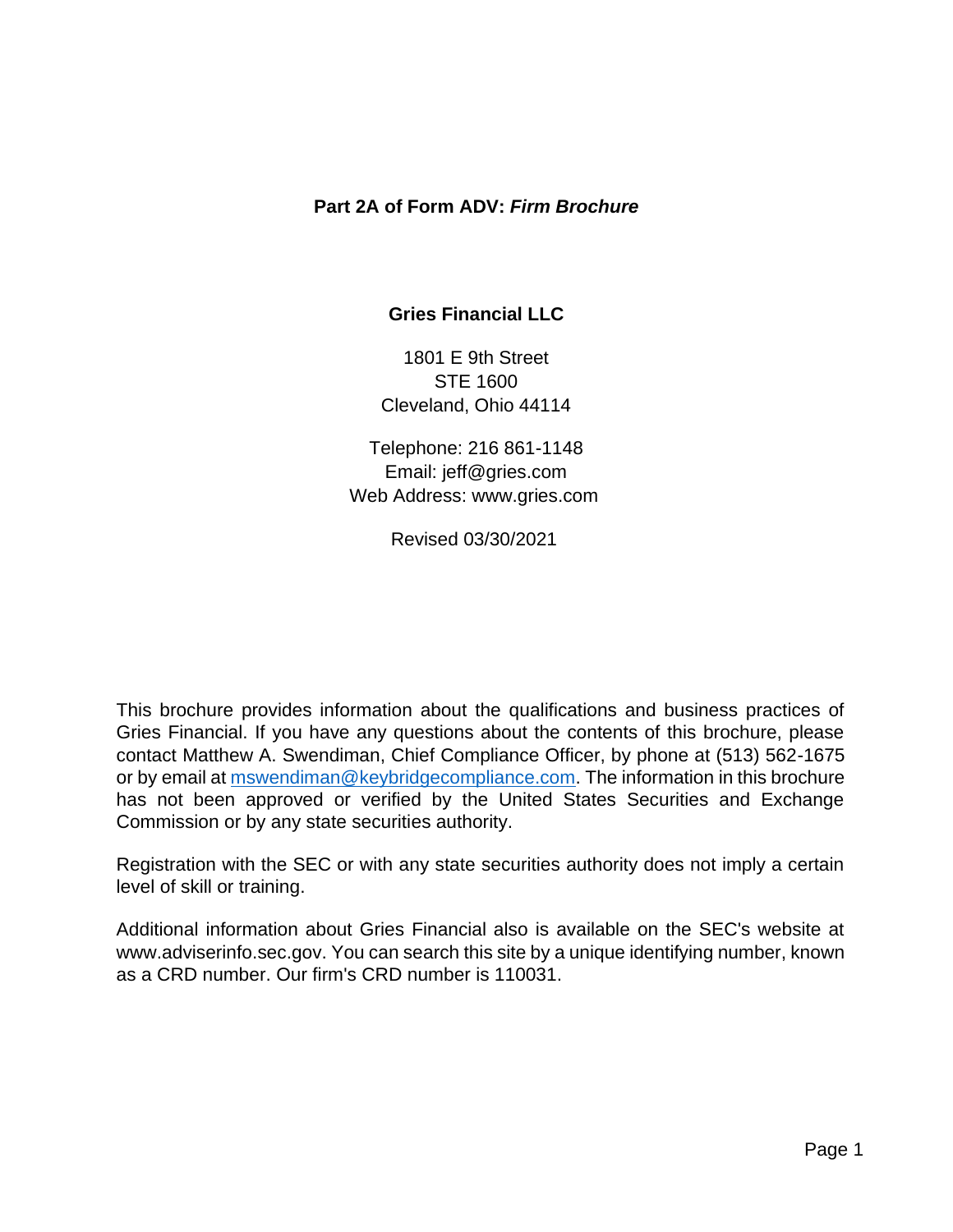# Part 2A of Form ADV: *Firm Brochure*

**Gries Financial LLC**

1801 E 9th Street
STE 1600
Cleveland, Ohio 44114

Telephone: 216 861-1148
Email: jeff@gries.com
Web Address: www.gries.com

Revised 03/30/2021

This brochure provides information about the qualifications and business practices of Gries Financial. If you have any questions about the contents of this brochure, please contact Matthew A. Swendiman, Chief Compliance Officer, by phone at (513) 562-1675 or by email at mswendiman@keybridgecompliance.com. The information in this brochure has not been approved or verified by the United States Securities and Exchange Commission or by any state securities authority.

Registration with the SEC or with any state securities authority does not imply a certain level of skill or training.

Additional information about Gries Financial also is available on the SEC's website at www.adviserinfo.sec.gov. You can search this site by a unique identifying number, known as a CRD number. Our firm's CRD number is 110031.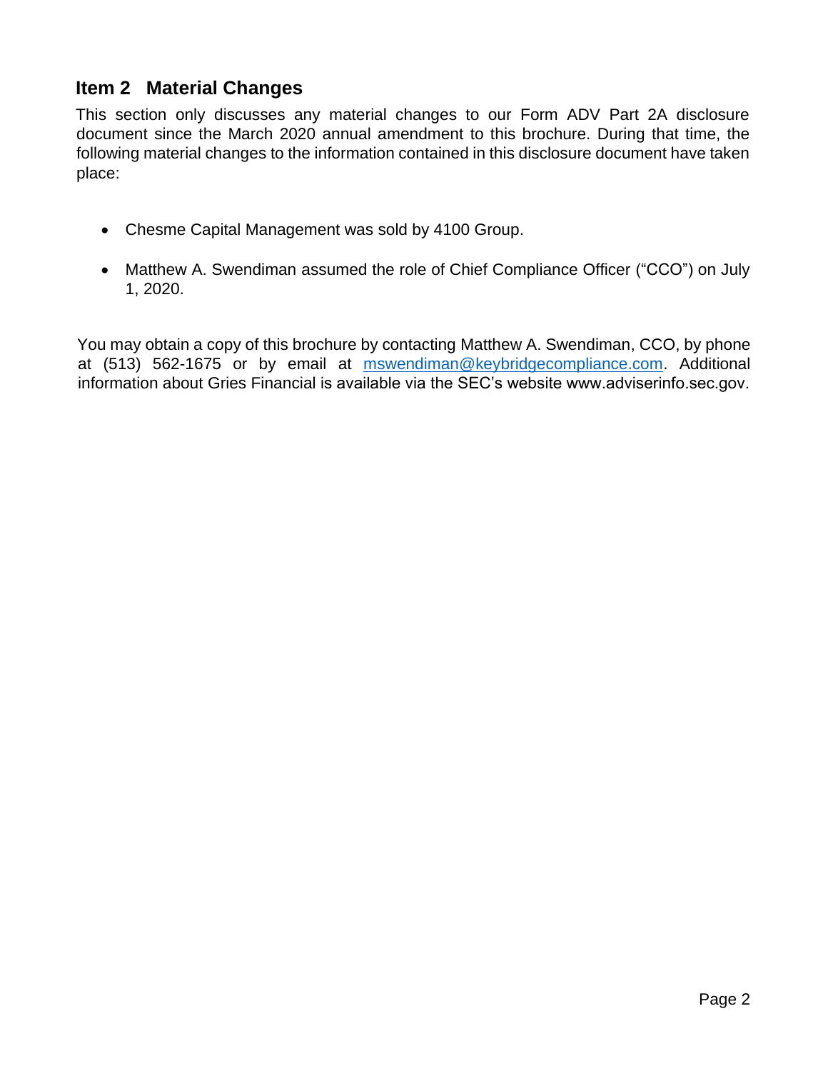## Item 2 Material Changes

This section only discusses any material changes to our Form ADV Part 2A disclosure document since the March 2020 annual amendment to this brochure. During that time, the following material changes to the information contained in this disclosure document have taken place:

- Chesme Capital Management was sold by 4100 Group.
- Matthew A. Swendiman assumed the role of Chief Compliance Officer ("CCO") on July 1, 2020.

You may obtain a copy of this brochure by contacting Matthew A. Swendiman, CCO, by phone at (513) 562-1675 or by email at mswendiman@keybridgecompliance.com. Additional information about Gries Financial is available via the SEC's website www.adviserinfo.sec.gov.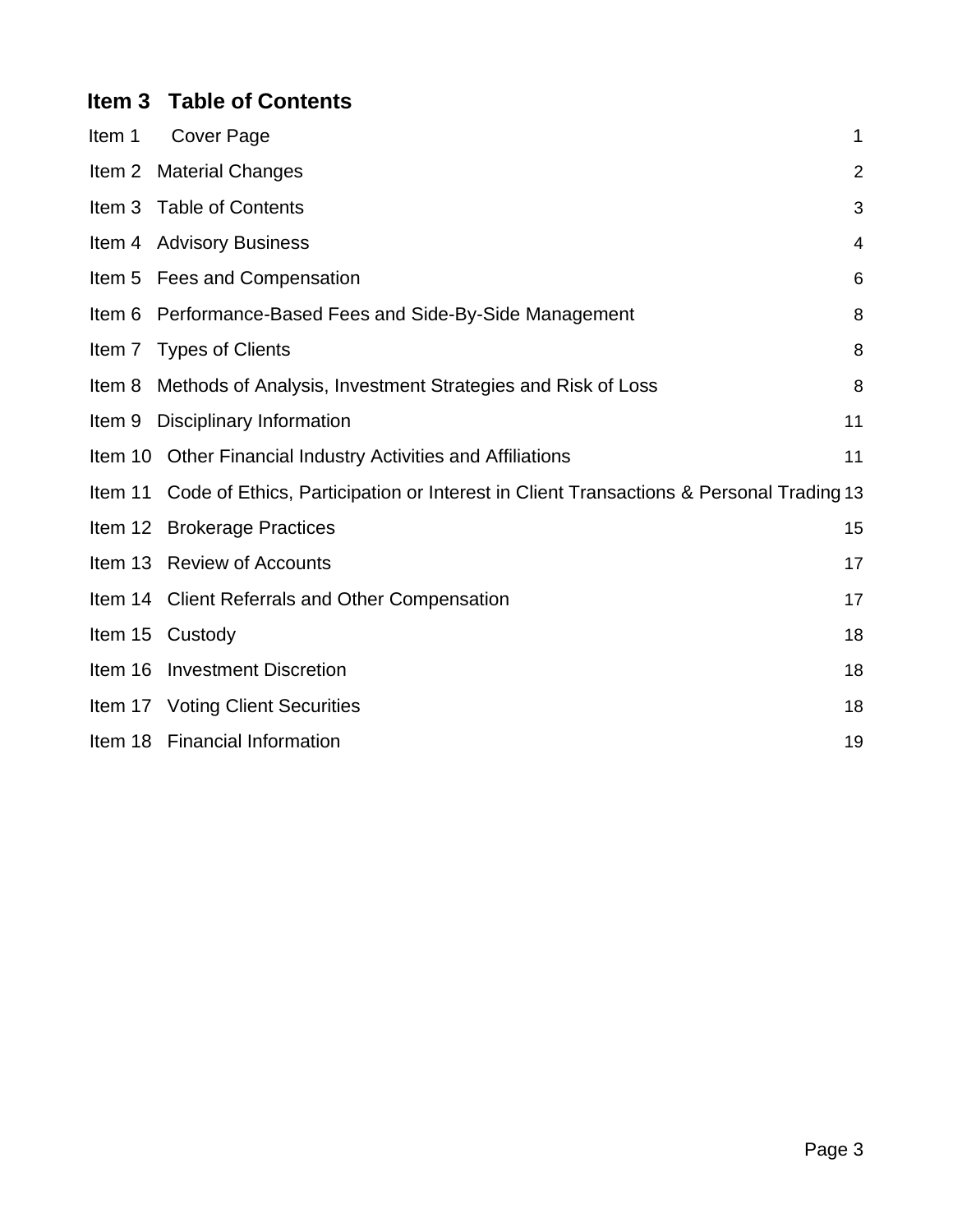## Item 3 Table of Contents

| | | |
|---|---|---|
| Item 1 | Cover Page | 1 |
| Item 2 | Material Changes | 2 |
| Item 3 | Table of Contents | 3 |
| Item 4 | Advisory Business | 4 |
| Item 5 | Fees and Compensation | 6 |
| Item 6 | Performance-Based Fees and Side-By-Side Management | 8 |
| Item 7 | Types of Clients | 8 |
| Item 8 | Methods of Analysis, Investment Strategies and Risk of Loss | 8 |
| Item 9 | Disciplinary Information | 11 |
| Item 10 | Other Financial Industry Activities and Affiliations | 11 |
| Item 11 | Code of Ethics, Participation or Interest in Client Transactions & Personal Trading | 13 |
| Item 12 | Brokerage Practices | 15 |
| Item 13 | Review of Accounts | 17 |
| Item 14 | Client Referrals and Other Compensation | 17 |
| Item 15 | Custody | 18 |
| Item 16 | Investment Discretion | 18 |
| Item 17 | Voting Client Securities | 18 |
| Item 18 | Financial Information | 19 |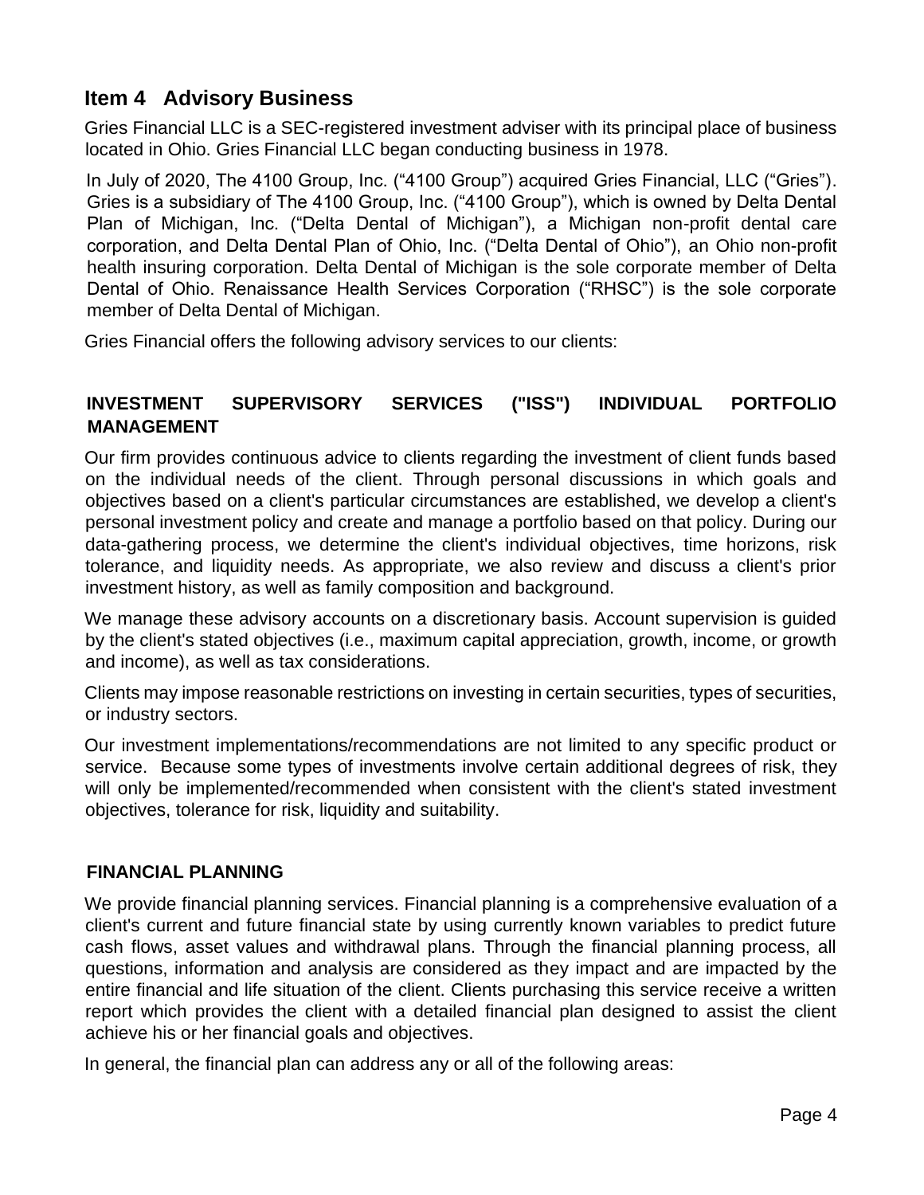## Item 4 Advisory Business

Gries Financial LLC is a SEC-registered investment adviser with its principal place of business located in Ohio. Gries Financial LLC began conducting business in 1978.

In July of 2020, The 4100 Group, Inc. ("4100 Group") acquired Gries Financial, LLC ("Gries"). Gries is a subsidiary of The 4100 Group, Inc. ("4100 Group"), which is owned by Delta Dental Plan of Michigan, Inc. ("Delta Dental of Michigan"), a Michigan non-profit dental care corporation, and Delta Dental Plan of Ohio, Inc. ("Delta Dental of Ohio"), an Ohio non-profit health insuring corporation. Delta Dental of Michigan is the sole corporate member of Delta Dental of Ohio. Renaissance Health Services Corporation ("RHSC") is the sole corporate member of Delta Dental of Michigan.

Gries Financial offers the following advisory services to our clients:

### INVESTMENT SUPERVISORY SERVICES ("ISS") INDIVIDUAL PORTFOLIO MANAGEMENT

Our firm provides continuous advice to clients regarding the investment of client funds based on the individual needs of the client. Through personal discussions in which goals and objectives based on a client's particular circumstances are established, we develop a client's personal investment policy and create and manage a portfolio based on that policy. During our data-gathering process, we determine the client's individual objectives, time horizons, risk tolerance, and liquidity needs. As appropriate, we also review and discuss a client's prior investment history, as well as family composition and background.

We manage these advisory accounts on a discretionary basis. Account supervision is guided by the client's stated objectives (i.e., maximum capital appreciation, growth, income, or growth and income), as well as tax considerations.

Clients may impose reasonable restrictions on investing in certain securities, types of securities, or industry sectors.

Our investment implementations/recommendations are not limited to any specific product or service. Because some types of investments involve certain additional degrees of risk, they will only be implemented/recommended when consistent with the client's stated investment objectives, tolerance for risk, liquidity and suitability.

### FINANCIAL PLANNING

We provide financial planning services. Financial planning is a comprehensive evaluation of a client's current and future financial state by using currently known variables to predict future cash flows, asset values and withdrawal plans. Through the financial planning process, all questions, information and analysis are considered as they impact and are impacted by the entire financial and life situation of the client. Clients purchasing this service receive a written report which provides the client with a detailed financial plan designed to assist the client achieve his or her financial goals and objectives.

In general, the financial plan can address any or all of the following areas: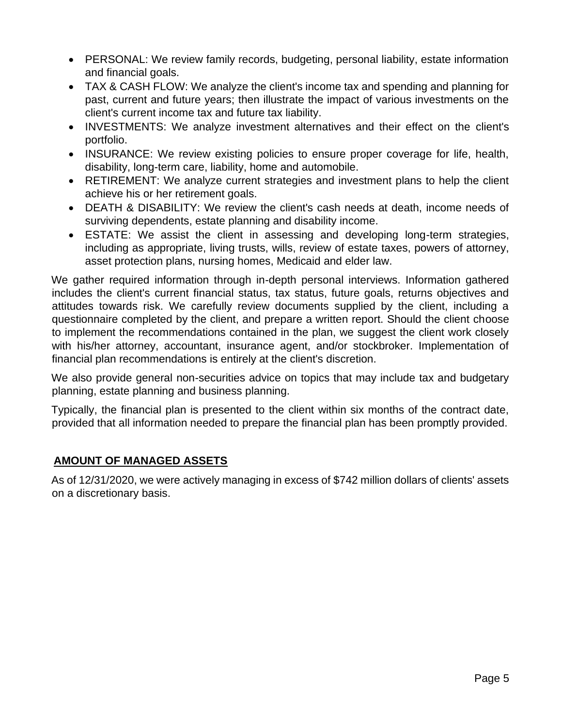- PERSONAL: We review family records, budgeting, personal liability, estate information and financial goals.
- TAX & CASH FLOW: We analyze the client's income tax and spending and planning for past, current and future years; then illustrate the impact of various investments on the client's current income tax and future tax liability.
- INVESTMENTS: We analyze investment alternatives and their effect on the client's portfolio.
- INSURANCE: We review existing policies to ensure proper coverage for life, health, disability, long-term care, liability, home and automobile.
- RETIREMENT: We analyze current strategies and investment plans to help the client achieve his or her retirement goals.
- DEATH & DISABILITY: We review the client's cash needs at death, income needs of surviving dependents, estate planning and disability income.
- ESTATE: We assist the client in assessing and developing long-term strategies, including as appropriate, living trusts, wills, review of estate taxes, powers of attorney, asset protection plans, nursing homes, Medicaid and elder law.

We gather required information through in-depth personal interviews. Information gathered includes the client's current financial status, tax status, future goals, returns objectives and attitudes towards risk. We carefully review documents supplied by the client, including a questionnaire completed by the client, and prepare a written report. Should the client choose to implement the recommendations contained in the plan, we suggest the client work closely with his/her attorney, accountant, insurance agent, and/or stockbroker. Implementation of financial plan recommendations is entirely at the client's discretion.

We also provide general non-securities advice on topics that may include tax and budgetary planning, estate planning and business planning.

Typically, the financial plan is presented to the client within six months of the contract date, provided that all information needed to prepare the financial plan has been promptly provided.

## AMOUNT OF MANAGED ASSETS

As of 12/31/2020, we were actively managing in excess of $742 million dollars of clients' assets on a discretionary basis.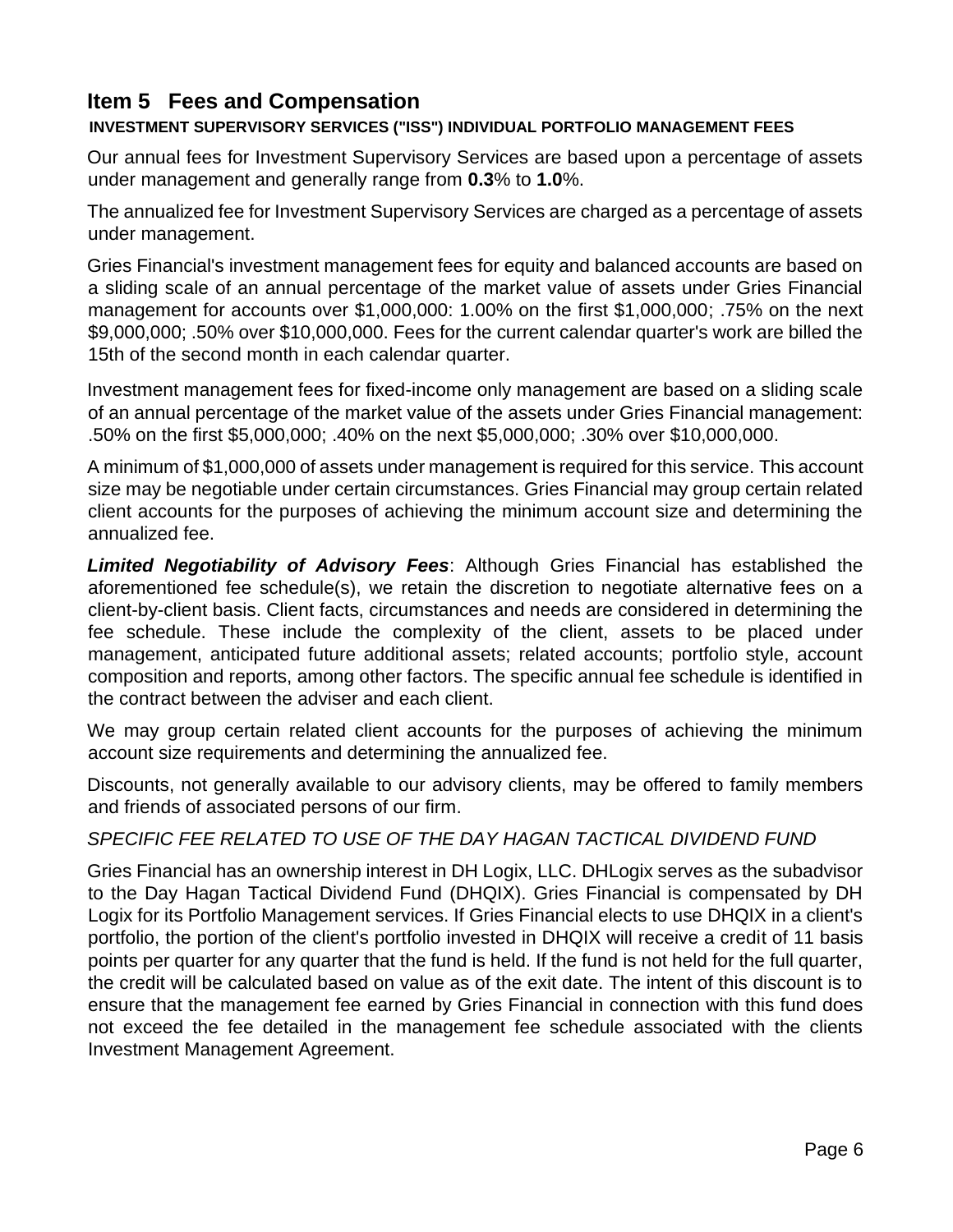## Item 5 Fees and Compensation

**INVESTMENT SUPERVISORY SERVICES ("ISS") INDIVIDUAL PORTFOLIO MANAGEMENT FEES**

Our annual fees for Investment Supervisory Services are based upon a percentage of assets under management and generally range from **0.3**% to **1.0**%.

The annualized fee for Investment Supervisory Services are charged as a percentage of assets under management.

Gries Financial's investment management fees for equity and balanced accounts are based on a sliding scale of an annual percentage of the market value of assets under Gries Financial management for accounts over $1,000,000: 1.00% on the first $1,000,000; .75% on the next $9,000,000; .50% over $10,000,000. Fees for the current calendar quarter's work are billed the 15th of the second month in each calendar quarter.

Investment management fees for fixed-income only management are based on a sliding scale of an annual percentage of the market value of the assets under Gries Financial management: .50% on the first $5,000,000; .40% on the next $5,000,000; .30% over $10,000,000.

A minimum of $1,000,000 of assets under management is required for this service. This account size may be negotiable under certain circumstances. Gries Financial may group certain related client accounts for the purposes of achieving the minimum account size and determining the annualized fee.

***Limited Negotiability of Advisory Fees***: Although Gries Financial has established the aforementioned fee schedule(s), we retain the discretion to negotiate alternative fees on a client-by-client basis. Client facts, circumstances and needs are considered in determining the fee schedule. These include the complexity of the client, assets to be placed under management, anticipated future additional assets; related accounts; portfolio style, account composition and reports, among other factors. The specific annual fee schedule is identified in the contract between the adviser and each client.

We may group certain related client accounts for the purposes of achieving the minimum account size requirements and determining the annualized fee.

Discounts, not generally available to our advisory clients, may be offered to family members and friends of associated persons of our firm.

*SPECIFIC FEE RELATED TO USE OF THE DAY HAGAN TACTICAL DIVIDEND FUND*

Gries Financial has an ownership interest in DH Logix, LLC. DHLogix serves as the subadvisor to the Day Hagan Tactical Dividend Fund (DHQIX). Gries Financial is compensated by DH Logix for its Portfolio Management services. If Gries Financial elects to use DHQIX in a client's portfolio, the portion of the client's portfolio invested in DHQIX will receive a credit of 11 basis points per quarter for any quarter that the fund is held. If the fund is not held for the full quarter, the credit will be calculated based on value as of the exit date. The intent of this discount is to ensure that the management fee earned by Gries Financial in connection with this fund does not exceed the fee detailed in the management fee schedule associated with the clients Investment Management Agreement.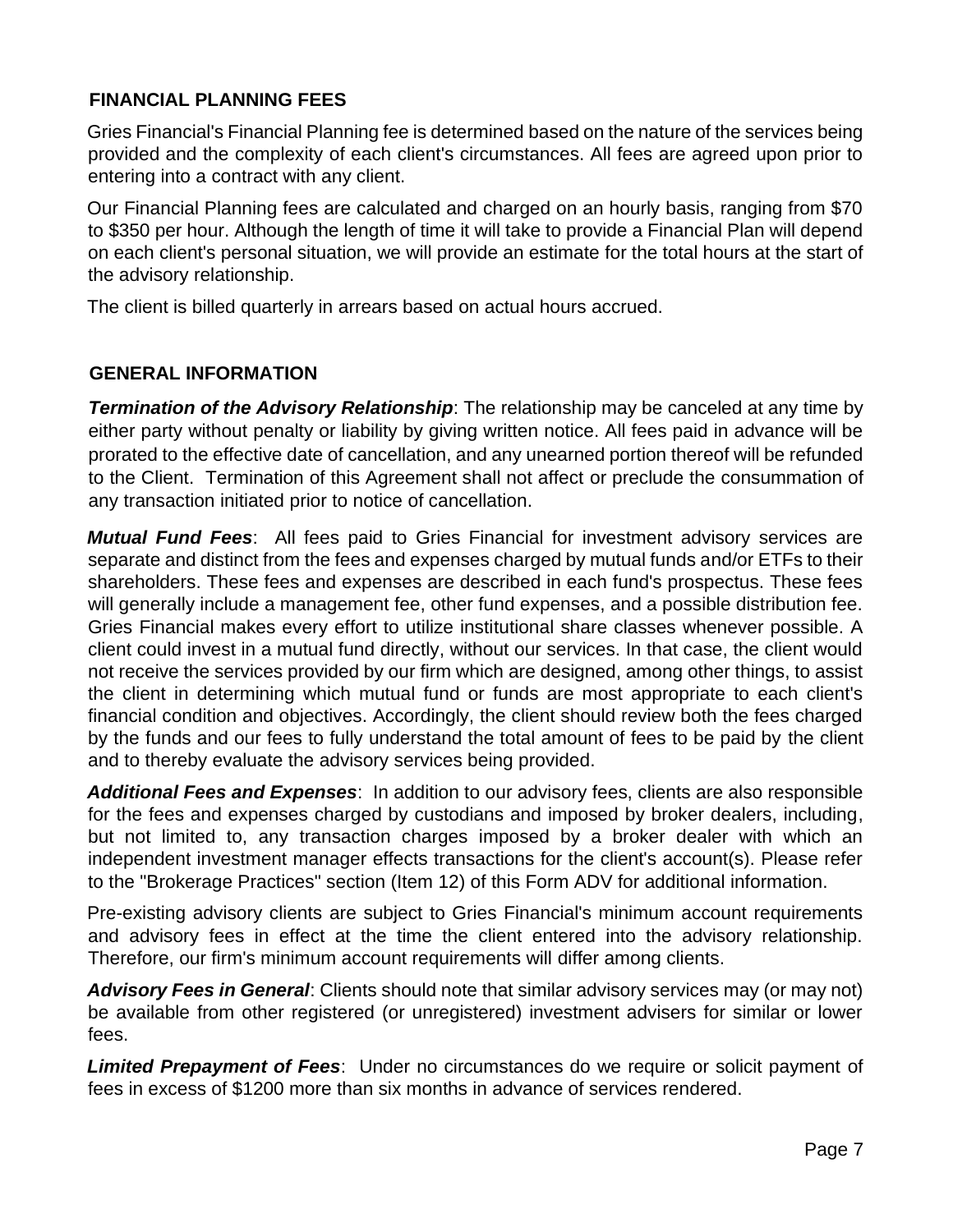## FINANCIAL PLANNING FEES

Gries Financial's Financial Planning fee is determined based on the nature of the services being provided and the complexity of each client's circumstances. All fees are agreed upon prior to entering into a contract with any client.

Our Financial Planning fees are calculated and charged on an hourly basis, ranging from $70 to $350 per hour. Although the length of time it will take to provide a Financial Plan will depend on each client's personal situation, we will provide an estimate for the total hours at the start of the advisory relationship.

The client is billed quarterly in arrears based on actual hours accrued.

## GENERAL INFORMATION

***Termination of the Advisory Relationship***: The relationship may be canceled at any time by either party without penalty or liability by giving written notice. All fees paid in advance will be prorated to the effective date of cancellation, and any unearned portion thereof will be refunded to the Client. Termination of this Agreement shall not affect or preclude the consummation of any transaction initiated prior to notice of cancellation.

***Mutual Fund Fees***: All fees paid to Gries Financial for investment advisory services are separate and distinct from the fees and expenses charged by mutual funds and/or ETFs to their shareholders. These fees and expenses are described in each fund's prospectus. These fees will generally include a management fee, other fund expenses, and a possible distribution fee. Gries Financial makes every effort to utilize institutional share classes whenever possible. A client could invest in a mutual fund directly, without our services. In that case, the client would not receive the services provided by our firm which are designed, among other things, to assist the client in determining which mutual fund or funds are most appropriate to each client's financial condition and objectives. Accordingly, the client should review both the fees charged by the funds and our fees to fully understand the total amount of fees to be paid by the client and to thereby evaluate the advisory services being provided.

***Additional Fees and Expenses***: In addition to our advisory fees, clients are also responsible for the fees and expenses charged by custodians and imposed by broker dealers, including, but not limited to, any transaction charges imposed by a broker dealer with which an independent investment manager effects transactions for the client's account(s). Please refer to the "Brokerage Practices" section (Item 12) of this Form ADV for additional information.

Pre-existing advisory clients are subject to Gries Financial's minimum account requirements and advisory fees in effect at the time the client entered into the advisory relationship. Therefore, our firm's minimum account requirements will differ among clients.

***Advisory Fees in General***: Clients should note that similar advisory services may (or may not) be available from other registered (or unregistered) investment advisers for similar or lower fees.

***Limited Prepayment of Fees***: Under no circumstances do we require or solicit payment of fees in excess of $1200 more than six months in advance of services rendered.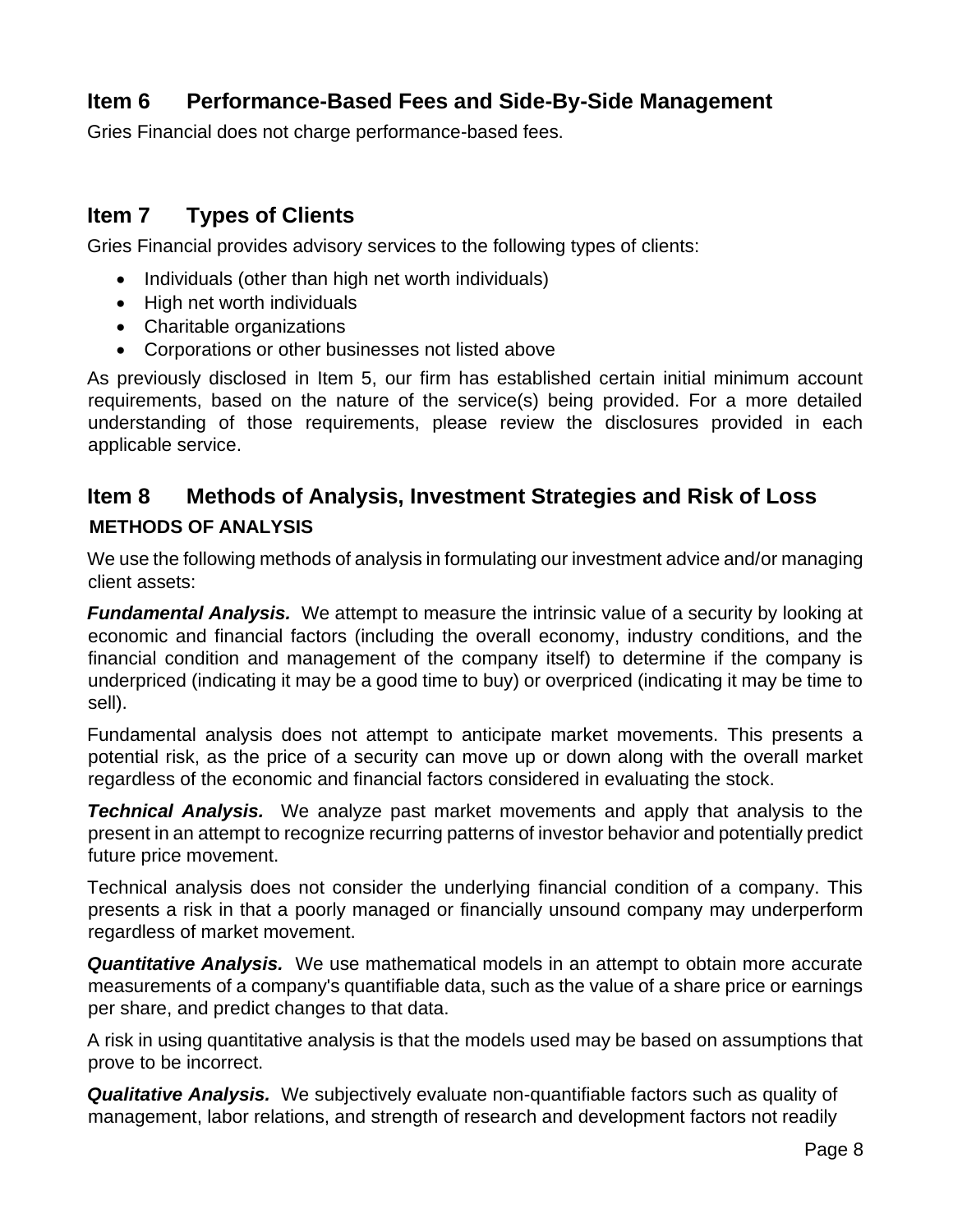## Item 6 Performance-Based Fees and Side-By-Side Management

Gries Financial does not charge performance-based fees.

## Item 7 Types of Clients

Gries Financial provides advisory services to the following types of clients:

- Individuals (other than high net worth individuals)
- High net worth individuals
- Charitable organizations
- Corporations or other businesses not listed above

As previously disclosed in Item 5, our firm has established certain initial minimum account requirements, based on the nature of the service(s) being provided. For a more detailed understanding of those requirements, please review the disclosures provided in each applicable service.

## Item 8 Methods of Analysis, Investment Strategies and Risk of Loss

### METHODS OF ANALYSIS

We use the following methods of analysis in formulating our investment advice and/or managing client assets:

***Fundamental Analysis.*** We attempt to measure the intrinsic value of a security by looking at economic and financial factors (including the overall economy, industry conditions, and the financial condition and management of the company itself) to determine if the company is underpriced (indicating it may be a good time to buy) or overpriced (indicating it may be time to sell).

Fundamental analysis does not attempt to anticipate market movements. This presents a potential risk, as the price of a security can move up or down along with the overall market regardless of the economic and financial factors considered in evaluating the stock.

***Technical Analysis.*** We analyze past market movements and apply that analysis to the present in an attempt to recognize recurring patterns of investor behavior and potentially predict future price movement.

Technical analysis does not consider the underlying financial condition of a company. This presents a risk in that a poorly managed or financially unsound company may underperform regardless of market movement.

***Quantitative Analysis.*** We use mathematical models in an attempt to obtain more accurate measurements of a company's quantifiable data, such as the value of a share price or earnings per share, and predict changes to that data.

A risk in using quantitative analysis is that the models used may be based on assumptions that prove to be incorrect.

***Qualitative Analysis.*** We subjectively evaluate non-quantifiable factors such as quality of management, labor relations, and strength of research and development factors not readily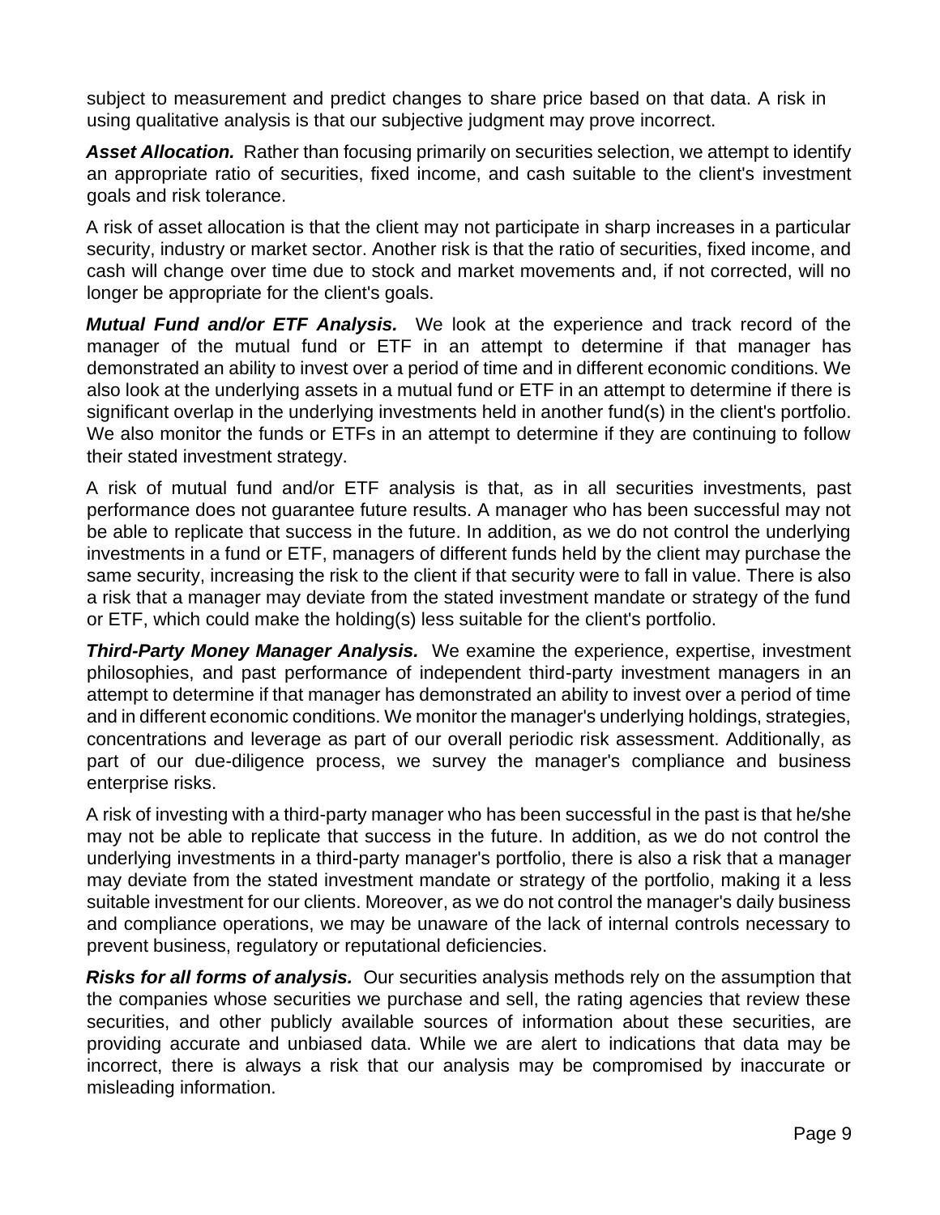subject to measurement and predict changes to share price based on that data. A risk in using qualitative analysis is that our subjective judgment may prove incorrect.

***Asset Allocation.*** Rather than focusing primarily on securities selection, we attempt to identify an appropriate ratio of securities, fixed income, and cash suitable to the client's investment goals and risk tolerance.

A risk of asset allocation is that the client may not participate in sharp increases in a particular security, industry or market sector. Another risk is that the ratio of securities, fixed income, and cash will change over time due to stock and market movements and, if not corrected, will no longer be appropriate for the client's goals.

***Mutual Fund and/or ETF Analysis.*** We look at the experience and track record of the manager of the mutual fund or ETF in an attempt to determine if that manager has demonstrated an ability to invest over a period of time and in different economic conditions. We also look at the underlying assets in a mutual fund or ETF in an attempt to determine if there is significant overlap in the underlying investments held in another fund(s) in the client's portfolio. We also monitor the funds or ETFs in an attempt to determine if they are continuing to follow their stated investment strategy.

A risk of mutual fund and/or ETF analysis is that, as in all securities investments, past performance does not guarantee future results. A manager who has been successful may not be able to replicate that success in the future. In addition, as we do not control the underlying investments in a fund or ETF, managers of different funds held by the client may purchase the same security, increasing the risk to the client if that security were to fall in value. There is also a risk that a manager may deviate from the stated investment mandate or strategy of the fund or ETF, which could make the holding(s) less suitable for the client's portfolio.

***Third-Party Money Manager Analysis.*** We examine the experience, expertise, investment philosophies, and past performance of independent third-party investment managers in an attempt to determine if that manager has demonstrated an ability to invest over a period of time and in different economic conditions. We monitor the manager's underlying holdings, strategies, concentrations and leverage as part of our overall periodic risk assessment. Additionally, as part of our due-diligence process, we survey the manager's compliance and business enterprise risks.

A risk of investing with a third-party manager who has been successful in the past is that he/she may not be able to replicate that success in the future. In addition, as we do not control the underlying investments in a third-party manager's portfolio, there is also a risk that a manager may deviate from the stated investment mandate or strategy of the portfolio, making it a less suitable investment for our clients. Moreover, as we do not control the manager's daily business and compliance operations, we may be unaware of the lack of internal controls necessary to prevent business, regulatory or reputational deficiencies.

***Risks for all forms of analysis.*** Our securities analysis methods rely on the assumption that the companies whose securities we purchase and sell, the rating agencies that review these securities, and other publicly available sources of information about these securities, are providing accurate and unbiased data. While we are alert to indications that data may be incorrect, there is always a risk that our analysis may be compromised by inaccurate or misleading information.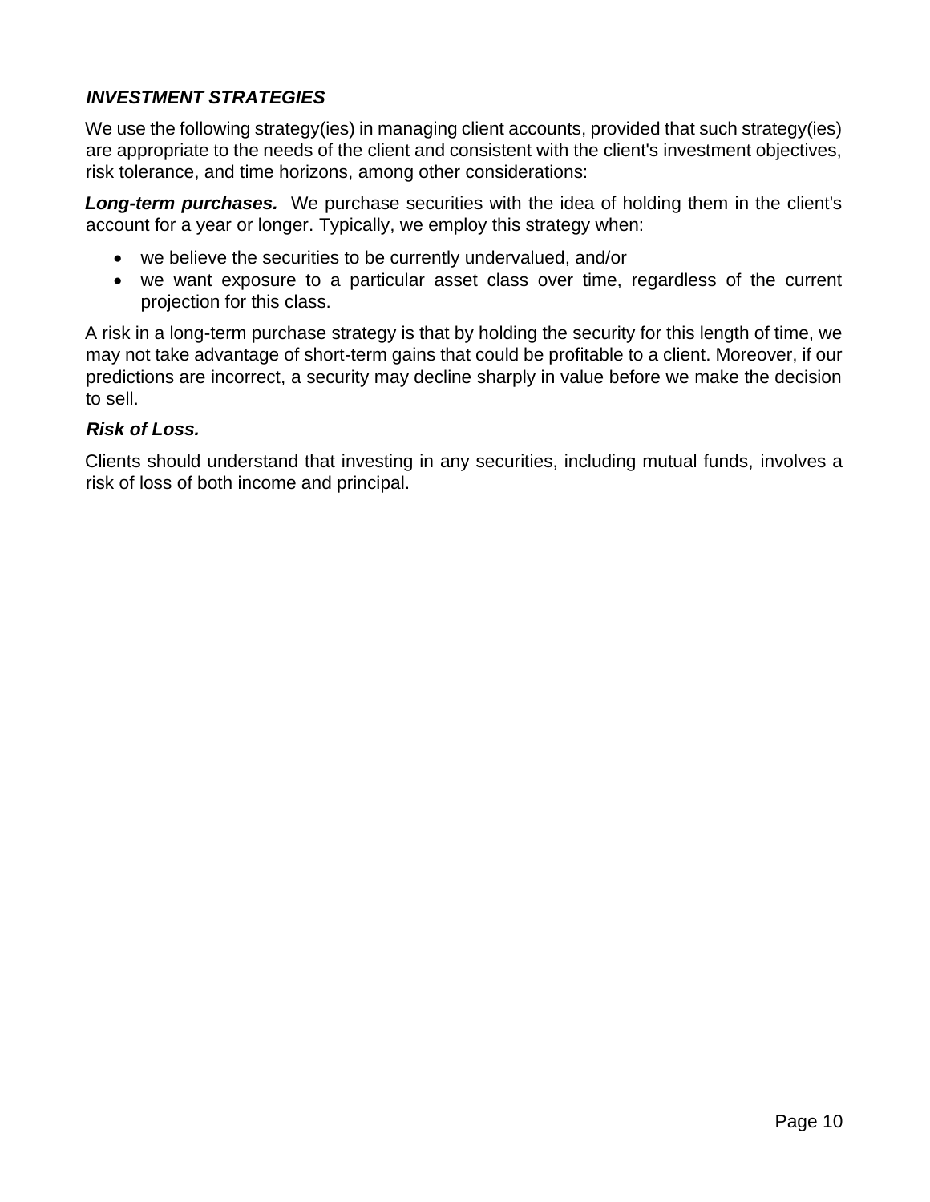### ***INVESTMENT STRATEGIES***

We use the following strategy(ies) in managing client accounts, provided that such strategy(ies) are appropriate to the needs of the client and consistent with the client's investment objectives, risk tolerance, and time horizons, among other considerations:

***Long-term purchases.*** We purchase securities with the idea of holding them in the client's account for a year or longer. Typically, we employ this strategy when:

- we believe the securities to be currently undervalued, and/or
- we want exposure to a particular asset class over time, regardless of the current projection for this class.

A risk in a long-term purchase strategy is that by holding the security for this length of time, we may not take advantage of short-term gains that could be profitable to a client. Moreover, if our predictions are incorrect, a security may decline sharply in value before we make the decision to sell.

***Risk of Loss.***

Clients should understand that investing in any securities, including mutual funds, involves a risk of loss of both income and principal.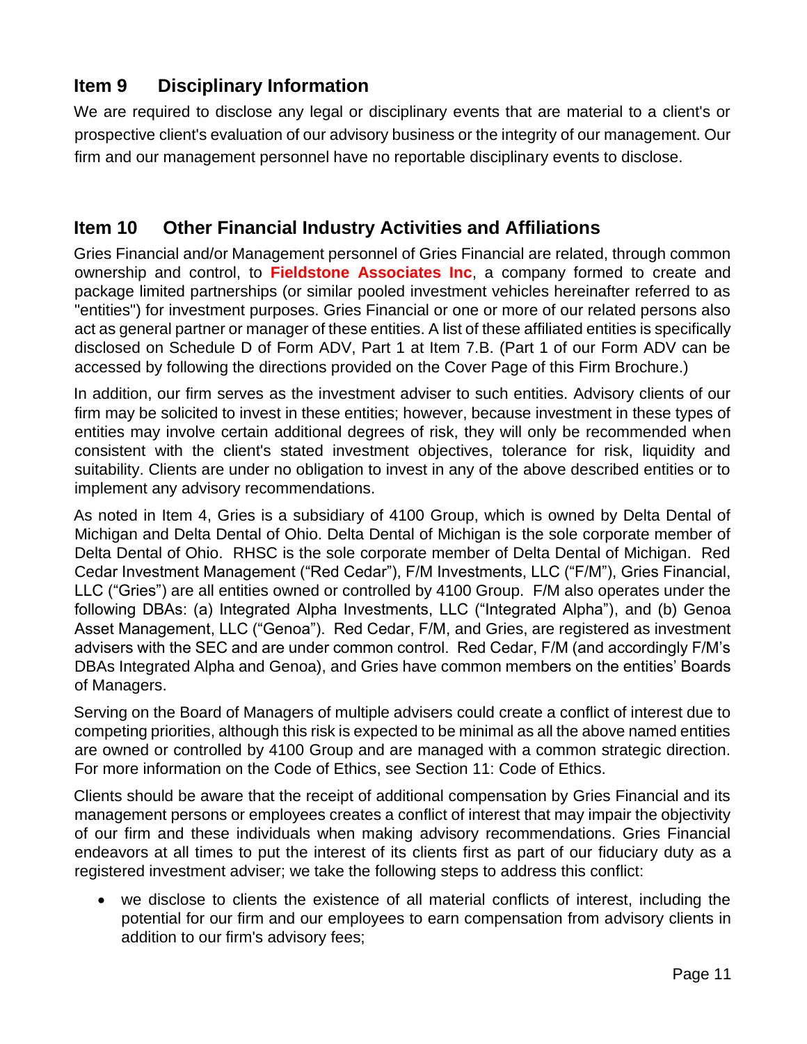## Item 9 Disciplinary Information

We are required to disclose any legal or disciplinary events that are material to a client's or prospective client's evaluation of our advisory business or the integrity of our management. Our firm and our management personnel have no reportable disciplinary events to disclose.

## Item 10 Other Financial Industry Activities and Affiliations

Gries Financial and/or Management personnel of Gries Financial are related, through common ownership and control, to **Fieldstone Associates Inc**, a company formed to create and package limited partnerships (or similar pooled investment vehicles hereinafter referred to as "entities") for investment purposes. Gries Financial or one or more of our related persons also act as general partner or manager of these entities. A list of these affiliated entities is specifically disclosed on Schedule D of Form ADV, Part 1 at Item 7.B. (Part 1 of our Form ADV can be accessed by following the directions provided on the Cover Page of this Firm Brochure.)

In addition, our firm serves as the investment adviser to such entities. Advisory clients of our firm may be solicited to invest in these entities; however, because investment in these types of entities may involve certain additional degrees of risk, they will only be recommended when consistent with the client's stated investment objectives, tolerance for risk, liquidity and suitability. Clients are under no obligation to invest in any of the above described entities or to implement any advisory recommendations.

As noted in Item 4, Gries is a subsidiary of 4100 Group, which is owned by Delta Dental of Michigan and Delta Dental of Ohio. Delta Dental of Michigan is the sole corporate member of Delta Dental of Ohio. RHSC is the sole corporate member of Delta Dental of Michigan. Red Cedar Investment Management ("Red Cedar"), F/M Investments, LLC ("F/M"), Gries Financial, LLC ("Gries") are all entities owned or controlled by 4100 Group. F/M also operates under the following DBAs: (a) Integrated Alpha Investments, LLC ("Integrated Alpha"), and (b) Genoa Asset Management, LLC ("Genoa"). Red Cedar, F/M, and Gries, are registered as investment advisers with the SEC and are under common control. Red Cedar, F/M (and accordingly F/M's DBAs Integrated Alpha and Genoa), and Gries have common members on the entities' Boards of Managers.

Serving on the Board of Managers of multiple advisers could create a conflict of interest due to competing priorities, although this risk is expected to be minimal as all the above named entities are owned or controlled by 4100 Group and are managed with a common strategic direction. For more information on the Code of Ethics, see Section 11: Code of Ethics.

Clients should be aware that the receipt of additional compensation by Gries Financial and its management persons or employees creates a conflict of interest that may impair the objectivity of our firm and these individuals when making advisory recommendations. Gries Financial endeavors at all times to put the interest of its clients first as part of our fiduciary duty as a registered investment adviser; we take the following steps to address this conflict:

- we disclose to clients the existence of all material conflicts of interest, including the potential for our firm and our employees to earn compensation from advisory clients in addition to our firm's advisory fees;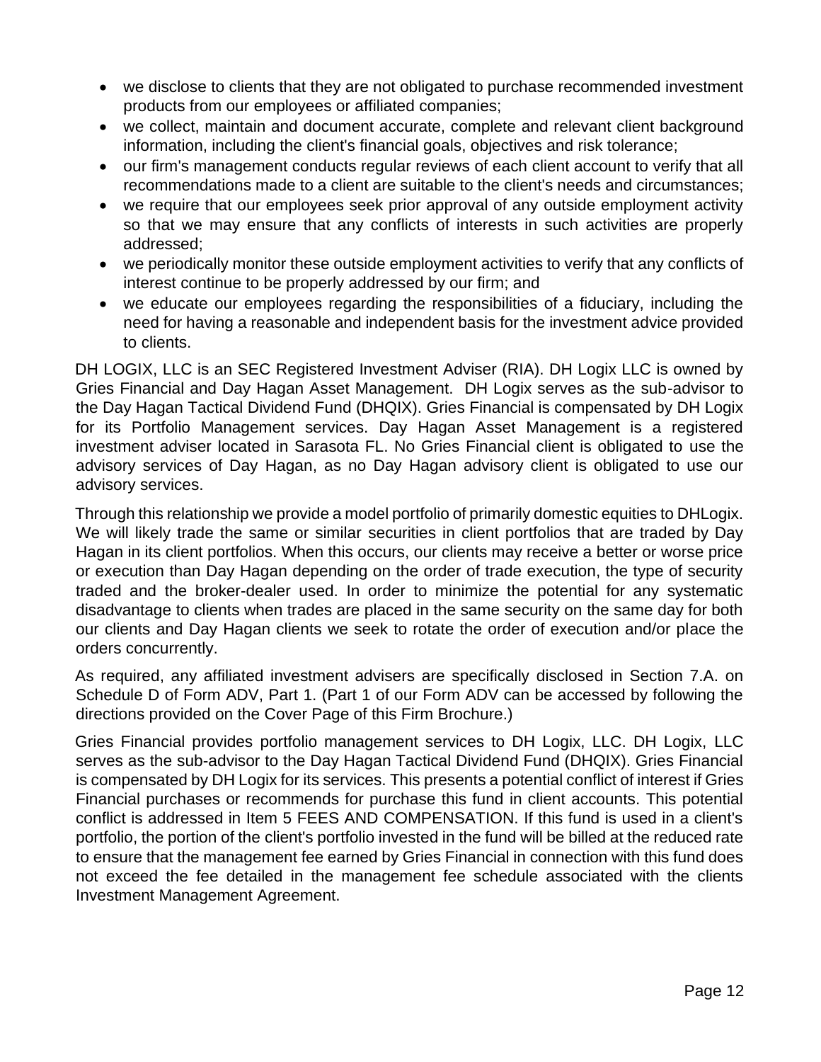- we disclose to clients that they are not obligated to purchase recommended investment products from our employees or affiliated companies;
- we collect, maintain and document accurate, complete and relevant client background information, including the client's financial goals, objectives and risk tolerance;
- our firm's management conducts regular reviews of each client account to verify that all recommendations made to a client are suitable to the client's needs and circumstances;
- we require that our employees seek prior approval of any outside employment activity so that we may ensure that any conflicts of interests in such activities are properly addressed;
- we periodically monitor these outside employment activities to verify that any conflicts of interest continue to be properly addressed by our firm; and
- we educate our employees regarding the responsibilities of a fiduciary, including the need for having a reasonable and independent basis for the investment advice provided to clients.

DH LOGIX, LLC is an SEC Registered Investment Adviser (RIA). DH Logix LLC is owned by Gries Financial and Day Hagan Asset Management. DH Logix serves as the sub-advisor to the Day Hagan Tactical Dividend Fund (DHQIX). Gries Financial is compensated by DH Logix for its Portfolio Management services. Day Hagan Asset Management is a registered investment adviser located in Sarasota FL. No Gries Financial client is obligated to use the advisory services of Day Hagan, as no Day Hagan advisory client is obligated to use our advisory services.

Through this relationship we provide a model portfolio of primarily domestic equities to DHLogix. We will likely trade the same or similar securities in client portfolios that are traded by Day Hagan in its client portfolios. When this occurs, our clients may receive a better or worse price or execution than Day Hagan depending on the order of trade execution, the type of security traded and the broker-dealer used. In order to minimize the potential for any systematic disadvantage to clients when trades are placed in the same security on the same day for both our clients and Day Hagan clients we seek to rotate the order of execution and/or place the orders concurrently.

As required, any affiliated investment advisers are specifically disclosed in Section 7.A. on Schedule D of Form ADV, Part 1. (Part 1 of our Form ADV can be accessed by following the directions provided on the Cover Page of this Firm Brochure.)

Gries Financial provides portfolio management services to DH Logix, LLC. DH Logix, LLC serves as the sub-advisor to the Day Hagan Tactical Dividend Fund (DHQIX). Gries Financial is compensated by DH Logix for its services. This presents a potential conflict of interest if Gries Financial purchases or recommends for purchase this fund in client accounts. This potential conflict is addressed in Item 5 FEES AND COMPENSATION. If this fund is used in a client's portfolio, the portion of the client's portfolio invested in the fund will be billed at the reduced rate to ensure that the management fee earned by Gries Financial in connection with this fund does not exceed the fee detailed in the management fee schedule associated with the clients Investment Management Agreement.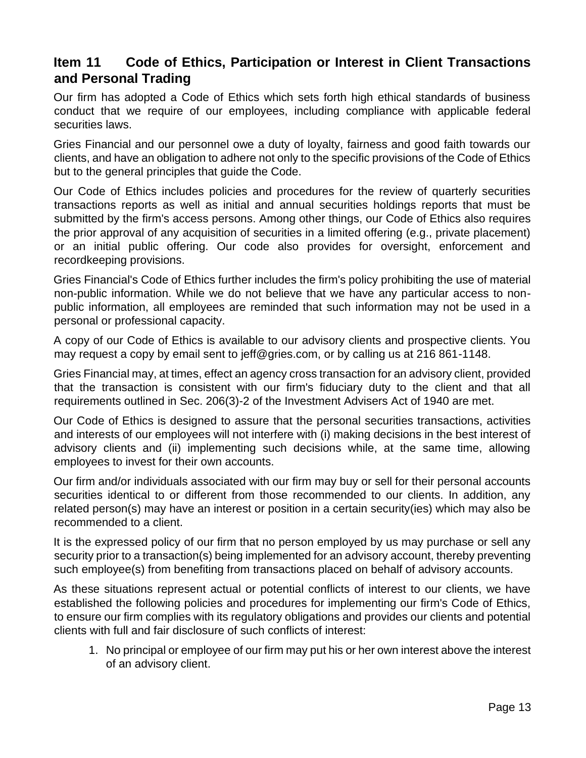## Item 11 Code of Ethics, Participation or Interest in Client Transactions and Personal Trading

Our firm has adopted a Code of Ethics which sets forth high ethical standards of business conduct that we require of our employees, including compliance with applicable federal securities laws.

Gries Financial and our personnel owe a duty of loyalty, fairness and good faith towards our clients, and have an obligation to adhere not only to the specific provisions of the Code of Ethics but to the general principles that guide the Code.

Our Code of Ethics includes policies and procedures for the review of quarterly securities transactions reports as well as initial and annual securities holdings reports that must be submitted by the firm's access persons. Among other things, our Code of Ethics also requires the prior approval of any acquisition of securities in a limited offering (e.g., private placement) or an initial public offering. Our code also provides for oversight, enforcement and recordkeeping provisions.

Gries Financial's Code of Ethics further includes the firm's policy prohibiting the use of material non-public information. While we do not believe that we have any particular access to non-public information, all employees are reminded that such information may not be used in a personal or professional capacity.

A copy of our Code of Ethics is available to our advisory clients and prospective clients. You may request a copy by email sent to jeff@gries.com, or by calling us at 216 861-1148.

Gries Financial may, at times, effect an agency cross transaction for an advisory client, provided that the transaction is consistent with our firm's fiduciary duty to the client and that all requirements outlined in Sec. 206(3)-2 of the Investment Advisers Act of 1940 are met.

Our Code of Ethics is designed to assure that the personal securities transactions, activities and interests of our employees will not interfere with (i) making decisions in the best interest of advisory clients and (ii) implementing such decisions while, at the same time, allowing employees to invest for their own accounts.

Our firm and/or individuals associated with our firm may buy or sell for their personal accounts securities identical to or different from those recommended to our clients. In addition, any related person(s) may have an interest or position in a certain security(ies) which may also be recommended to a client.

It is the expressed policy of our firm that no person employed by us may purchase or sell any security prior to a transaction(s) being implemented for an advisory account, thereby preventing such employee(s) from benefiting from transactions placed on behalf of advisory accounts.

As these situations represent actual or potential conflicts of interest to our clients, we have established the following policies and procedures for implementing our firm's Code of Ethics, to ensure our firm complies with its regulatory obligations and provides our clients and potential clients with full and fair disclosure of such conflicts of interest:

1. No principal or employee of our firm may put his or her own interest above the interest of an advisory client.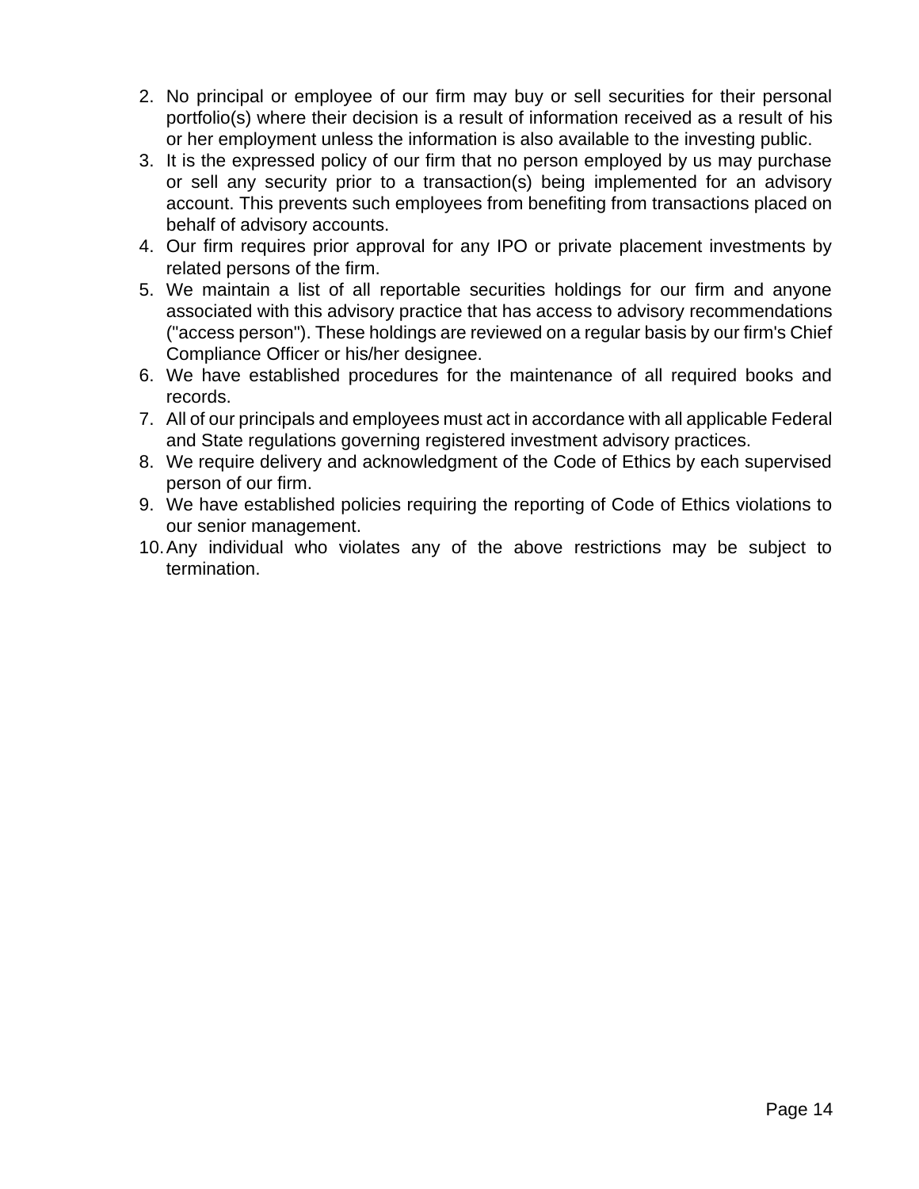2. No principal or employee of our firm may buy or sell securities for their personal portfolio(s) where their decision is a result of information received as a result of his or her employment unless the information is also available to the investing public.
3. It is the expressed policy of our firm that no person employed by us may purchase or sell any security prior to a transaction(s) being implemented for an advisory account. This prevents such employees from benefiting from transactions placed on behalf of advisory accounts.
4. Our firm requires prior approval for any IPO or private placement investments by related persons of the firm.
5. We maintain a list of all reportable securities holdings for our firm and anyone associated with this advisory practice that has access to advisory recommendations ("access person"). These holdings are reviewed on a regular basis by our firm's Chief Compliance Officer or his/her designee.
6. We have established procedures for the maintenance of all required books and records.
7. All of our principals and employees must act in accordance with all applicable Federal and State regulations governing registered investment advisory practices.
8. We require delivery and acknowledgment of the Code of Ethics by each supervised person of our firm.
9. We have established policies requiring the reporting of Code of Ethics violations to our senior management.
10. Any individual who violates any of the above restrictions may be subject to termination.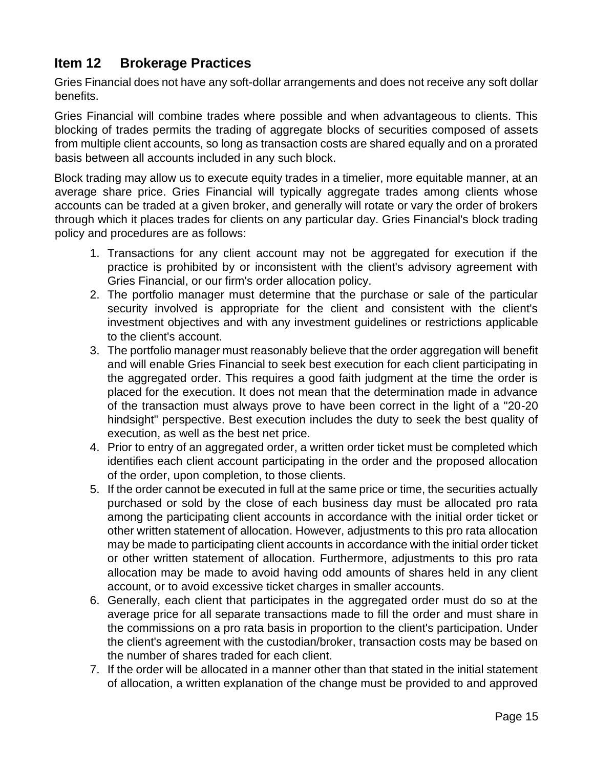## Item 12 Brokerage Practices

Gries Financial does not have any soft-dollar arrangements and does not receive any soft dollar benefits.

Gries Financial will combine trades where possible and when advantageous to clients. This blocking of trades permits the trading of aggregate blocks of securities composed of assets from multiple client accounts, so long as transaction costs are shared equally and on a prorated basis between all accounts included in any such block.

Block trading may allow us to execute equity trades in a timelier, more equitable manner, at an average share price. Gries Financial will typically aggregate trades among clients whose accounts can be traded at a given broker, and generally will rotate or vary the order of brokers through which it places trades for clients on any particular day. Gries Financial's block trading policy and procedures are as follows:

1. Transactions for any client account may not be aggregated for execution if the practice is prohibited by or inconsistent with the client's advisory agreement with Gries Financial, or our firm's order allocation policy.
2. The portfolio manager must determine that the purchase or sale of the particular security involved is appropriate for the client and consistent with the client's investment objectives and with any investment guidelines or restrictions applicable to the client's account.
3. The portfolio manager must reasonably believe that the order aggregation will benefit and will enable Gries Financial to seek best execution for each client participating in the aggregated order. This requires a good faith judgment at the time the order is placed for the execution. It does not mean that the determination made in advance of the transaction must always prove to have been correct in the light of a "20-20 hindsight" perspective. Best execution includes the duty to seek the best quality of execution, as well as the best net price.
4. Prior to entry of an aggregated order, a written order ticket must be completed which identifies each client account participating in the order and the proposed allocation of the order, upon completion, to those clients.
5. If the order cannot be executed in full at the same price or time, the securities actually purchased or sold by the close of each business day must be allocated pro rata among the participating client accounts in accordance with the initial order ticket or other written statement of allocation. However, adjustments to this pro rata allocation may be made to participating client accounts in accordance with the initial order ticket or other written statement of allocation. Furthermore, adjustments to this pro rata allocation may be made to avoid having odd amounts of shares held in any client account, or to avoid excessive ticket charges in smaller accounts.
6. Generally, each client that participates in the aggregated order must do so at the average price for all separate transactions made to fill the order and must share in the commissions on a pro rata basis in proportion to the client's participation. Under the client's agreement with the custodian/broker, transaction costs may be based on the number of shares traded for each client.
7. If the order will be allocated in a manner other than that stated in the initial statement of allocation, a written explanation of the change must be provided to and approved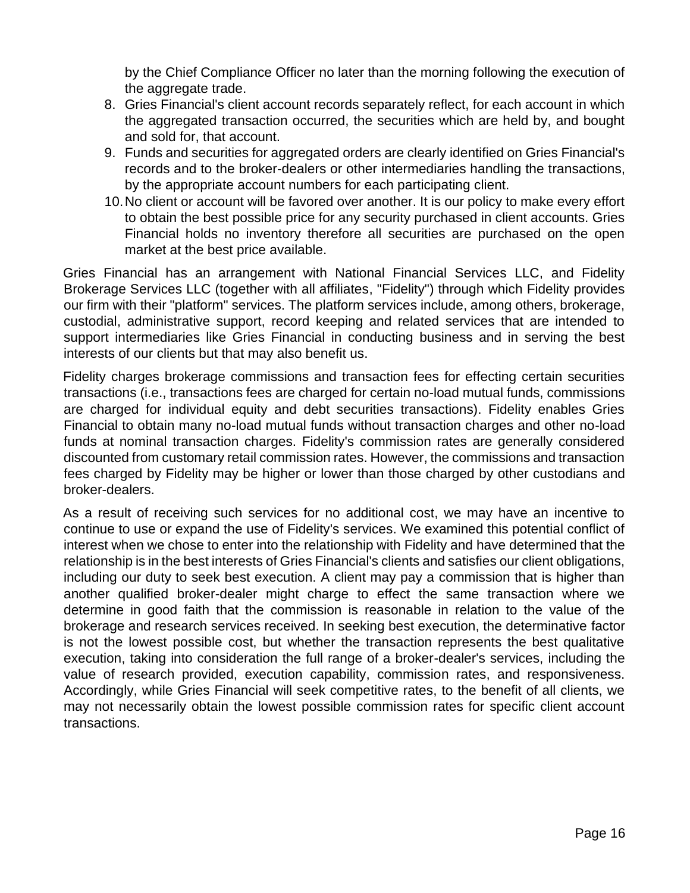by the Chief Compliance Officer no later than the morning following the execution of the aggregate trade.

8. Gries Financial's client account records separately reflect, for each account in which the aggregated transaction occurred, the securities which are held by, and bought and sold for, that account.
9. Funds and securities for aggregated orders are clearly identified on Gries Financial's records and to the broker-dealers or other intermediaries handling the transactions, by the appropriate account numbers for each participating client.
10. No client or account will be favored over another. It is our policy to make every effort to obtain the best possible price for any security purchased in client accounts. Gries Financial holds no inventory therefore all securities are purchased on the open market at the best price available.

Gries Financial has an arrangement with National Financial Services LLC, and Fidelity Brokerage Services LLC (together with all affiliates, "Fidelity") through which Fidelity provides our firm with their "platform" services. The platform services include, among others, brokerage, custodial, administrative support, record keeping and related services that are intended to support intermediaries like Gries Financial in conducting business and in serving the best interests of our clients but that may also benefit us.

Fidelity charges brokerage commissions and transaction fees for effecting certain securities transactions (i.e., transactions fees are charged for certain no-load mutual funds, commissions are charged for individual equity and debt securities transactions). Fidelity enables Gries Financial to obtain many no-load mutual funds without transaction charges and other no-load funds at nominal transaction charges. Fidelity's commission rates are generally considered discounted from customary retail commission rates. However, the commissions and transaction fees charged by Fidelity may be higher or lower than those charged by other custodians and broker-dealers.

As a result of receiving such services for no additional cost, we may have an incentive to continue to use or expand the use of Fidelity's services. We examined this potential conflict of interest when we chose to enter into the relationship with Fidelity and have determined that the relationship is in the best interests of Gries Financial's clients and satisfies our client obligations, including our duty to seek best execution. A client may pay a commission that is higher than another qualified broker-dealer might charge to effect the same transaction where we determine in good faith that the commission is reasonable in relation to the value of the brokerage and research services received. In seeking best execution, the determinative factor is not the lowest possible cost, but whether the transaction represents the best qualitative execution, taking into consideration the full range of a broker-dealer's services, including the value of research provided, execution capability, commission rates, and responsiveness. Accordingly, while Gries Financial will seek competitive rates, to the benefit of all clients, we may not necessarily obtain the lowest possible commission rates for specific client account transactions.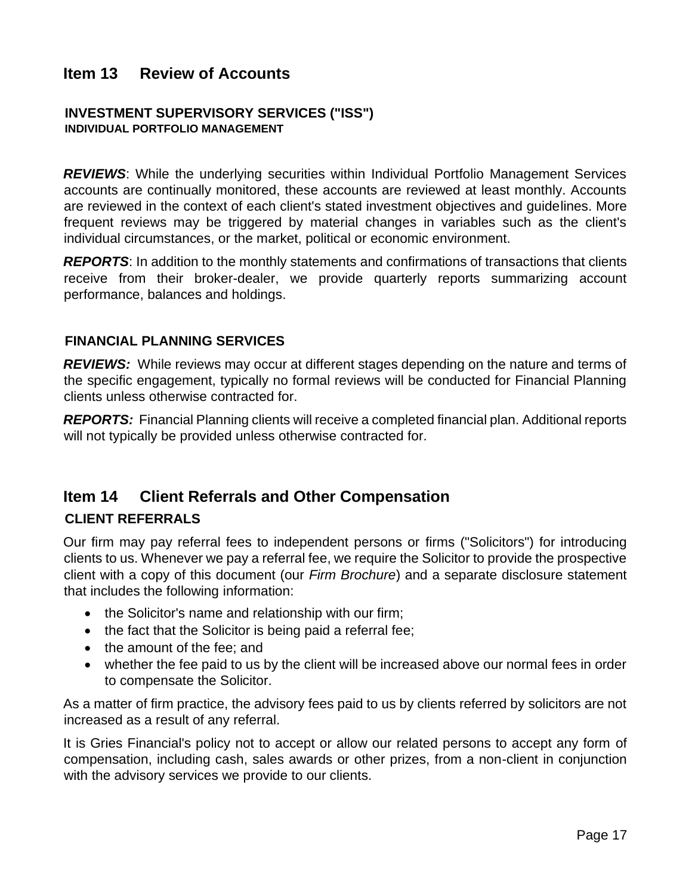## Item 13 Review of Accounts

### INVESTMENT SUPERVISORY SERVICES ("ISS")

#### INDIVIDUAL PORTFOLIO MANAGEMENT

***REVIEWS***: While the underlying securities within Individual Portfolio Management Services accounts are continually monitored, these accounts are reviewed at least monthly. Accounts are reviewed in the context of each client's stated investment objectives and guidelines. More frequent reviews may be triggered by material changes in variables such as the client's individual circumstances, or the market, political or economic environment.

***REPORTS***: In addition to the monthly statements and confirmations of transactions that clients receive from their broker-dealer, we provide quarterly reports summarizing account performance, balances and holdings.

### FINANCIAL PLANNING SERVICES

***REVIEWS:*** While reviews may occur at different stages depending on the nature and terms of the specific engagement, typically no formal reviews will be conducted for Financial Planning clients unless otherwise contracted for.

***REPORTS:*** Financial Planning clients will receive a completed financial plan. Additional reports will not typically be provided unless otherwise contracted for.

## Item 14 Client Referrals and Other Compensation

### CLIENT REFERRALS

Our firm may pay referral fees to independent persons or firms ("Solicitors") for introducing clients to us. Whenever we pay a referral fee, we require the Solicitor to provide the prospective client with a copy of this document (our *Firm Brochure*) and a separate disclosure statement that includes the following information:

- the Solicitor's name and relationship with our firm;
- the fact that the Solicitor is being paid a referral fee;
- the amount of the fee; and
- whether the fee paid to us by the client will be increased above our normal fees in order to compensate the Solicitor.

As a matter of firm practice, the advisory fees paid to us by clients referred by solicitors are not increased as a result of any referral.

It is Gries Financial's policy not to accept or allow our related persons to accept any form of compensation, including cash, sales awards or other prizes, from a non-client in conjunction with the advisory services we provide to our clients.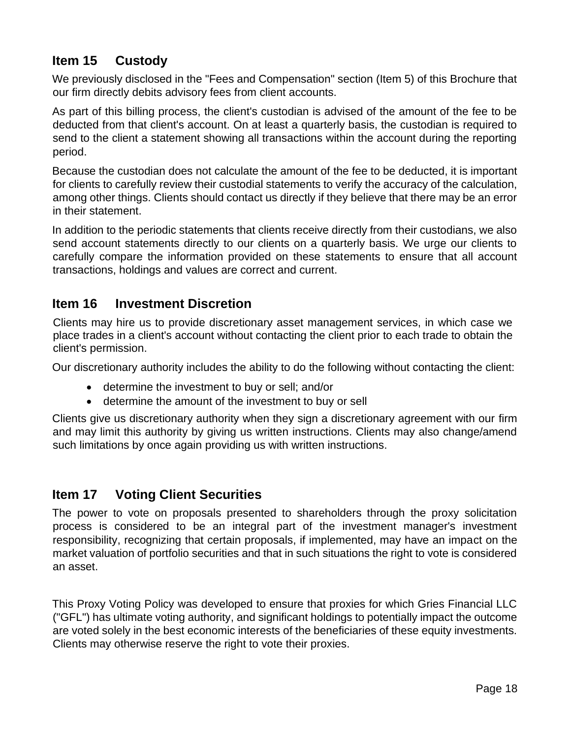## Item 15 Custody

We previously disclosed in the "Fees and Compensation" section (Item 5) of this Brochure that our firm directly debits advisory fees from client accounts.

As part of this billing process, the client's custodian is advised of the amount of the fee to be deducted from that client's account. On at least a quarterly basis, the custodian is required to send to the client a statement showing all transactions within the account during the reporting period.

Because the custodian does not calculate the amount of the fee to be deducted, it is important for clients to carefully review their custodial statements to verify the accuracy of the calculation, among other things. Clients should contact us directly if they believe that there may be an error in their statement.

In addition to the periodic statements that clients receive directly from their custodians, we also send account statements directly to our clients on a quarterly basis. We urge our clients to carefully compare the information provided on these statements to ensure that all account transactions, holdings and values are correct and current.

## Item 16 Investment Discretion

Clients may hire us to provide discretionary asset management services, in which case we place trades in a client's account without contacting the client prior to each trade to obtain the client's permission.

Our discretionary authority includes the ability to do the following without contacting the client:

- determine the investment to buy or sell; and/or
- determine the amount of the investment to buy or sell

Clients give us discretionary authority when they sign a discretionary agreement with our firm and may limit this authority by giving us written instructions. Clients may also change/amend such limitations by once again providing us with written instructions.

## Item 17 Voting Client Securities

The power to vote on proposals presented to shareholders through the proxy solicitation process is considered to be an integral part of the investment manager's investment responsibility, recognizing that certain proposals, if implemented, may have an impact on the market valuation of portfolio securities and that in such situations the right to vote is considered an asset.

This Proxy Voting Policy was developed to ensure that proxies for which Gries Financial LLC ("GFL") has ultimate voting authority, and significant holdings to potentially impact the outcome are voted solely in the best economic interests of the beneficiaries of these equity investments. Clients may otherwise reserve the right to vote their proxies.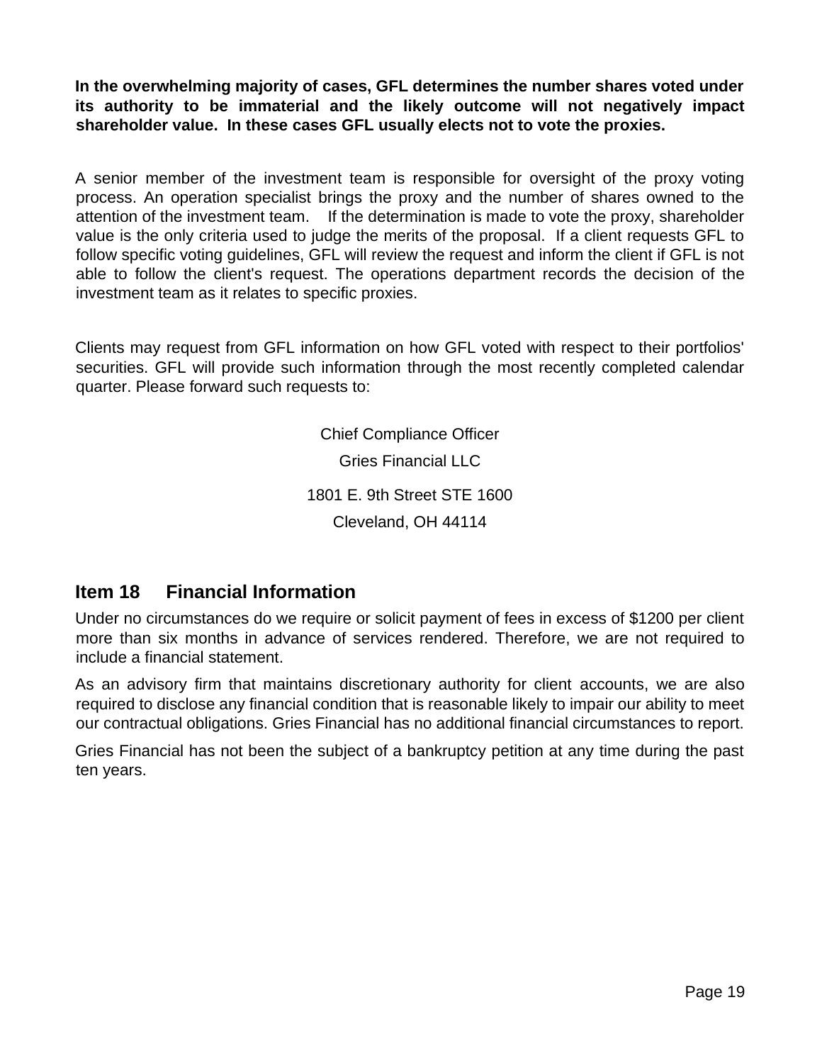**In the overwhelming majority of cases, GFL determines the number shares voted under its authority to be immaterial and the likely outcome will not negatively impact shareholder value. In these cases GFL usually elects not to vote the proxies.**

A senior member of the investment team is responsible for oversight of the proxy voting process. An operation specialist brings the proxy and the number of shares owned to the attention of the investment team. If the determination is made to vote the proxy, shareholder value is the only criteria used to judge the merits of the proposal. If a client requests GFL to follow specific voting guidelines, GFL will review the request and inform the client if GFL is not able to follow the client's request. The operations department records the decision of the investment team as it relates to specific proxies.

Clients may request from GFL information on how GFL voted with respect to their portfolios' securities. GFL will provide such information through the most recently completed calendar quarter. Please forward such requests to:

Chief Compliance Officer

Gries Financial LLC

1801 E. 9th Street STE 1600

Cleveland, OH 44114

## Item 18 Financial Information

Under no circumstances do we require or solicit payment of fees in excess of $1200 per client more than six months in advance of services rendered. Therefore, we are not required to include a financial statement.

As an advisory firm that maintains discretionary authority for client accounts, we are also required to disclose any financial condition that is reasonable likely to impair our ability to meet our contractual obligations. Gries Financial has no additional financial circumstances to report.

Gries Financial has not been the subject of a bankruptcy petition at any time during the past ten years.